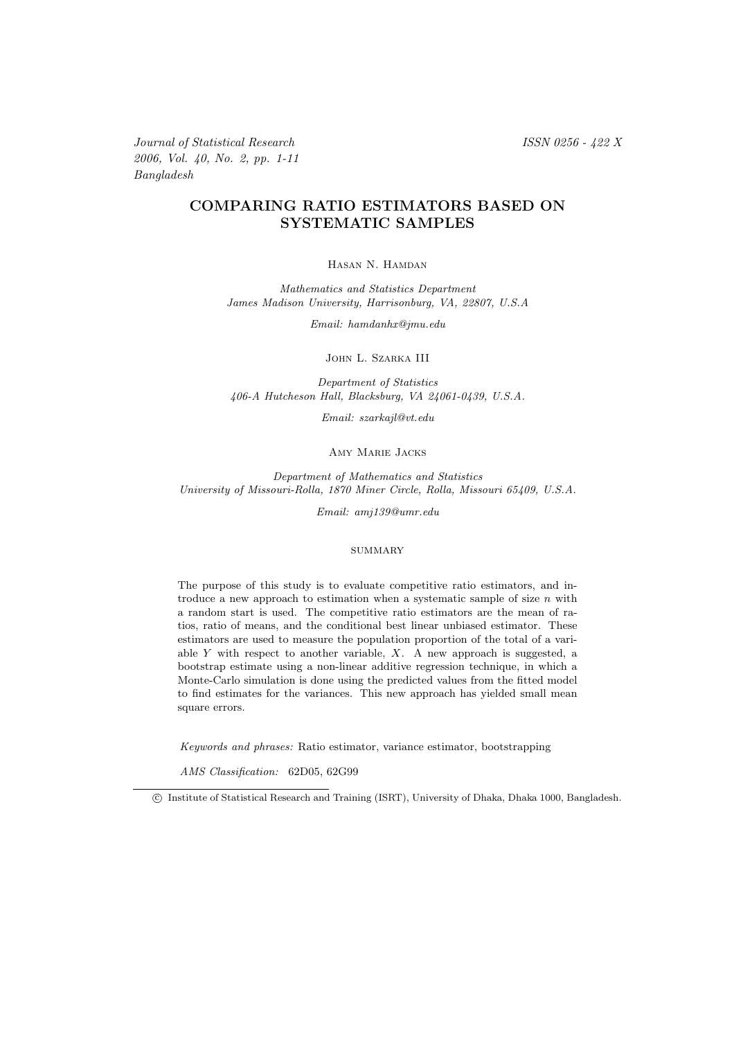# COMPARING RATIO ESTIMATORS BASED ON SYSTEMATIC SAMPLES

Hasan N. Hamdan

*Mathematics and Statistics Department*
*James Madison University, Harrisonburg, VA, 22807, U.S.A*

*Email: hamdanhx@jmu.edu*

John L. Szarka III

*Department of Statistics*
*406-A Hutcheson Hall, Blacksburg, VA 24061-0439, U.S.A.*

*Email: szarkajl@vt.edu*

Amy Marie Jacks

*Department of Mathematics and Statistics*
*University of Missouri-Rolla, 1870 Miner Circle, Rolla, Missouri 65409, U.S.A.*

*Email: amj139@umr.edu*

## summary

The purpose of this study is to evaluate competitive ratio estimators, and introduce a new approach to estimation when a systematic sample of size $n$ with a random start is used. The competitive ratio estimators are the mean of ratios, ratio of means, and the conditional best linear unbiased estimator. These estimators are used to measure the population proportion of the total of a variable $Y$ with respect to another variable, $X$. A new approach is suggested, a bootstrap estimate using a non-linear additive regression technique, in which a Monte-Carlo simulation is done using the predicted values from the fitted model to find estimates for the variances. This new approach has yielded small mean square errors.

*Keywords and phrases:* Ratio estimator, variance estimator, bootstrapping

*AMS Classification:* 62D05, 62G99

© Institute of Statistical Research and Training (ISRT), University of Dhaka, Dhaka 1000, Bangladesh.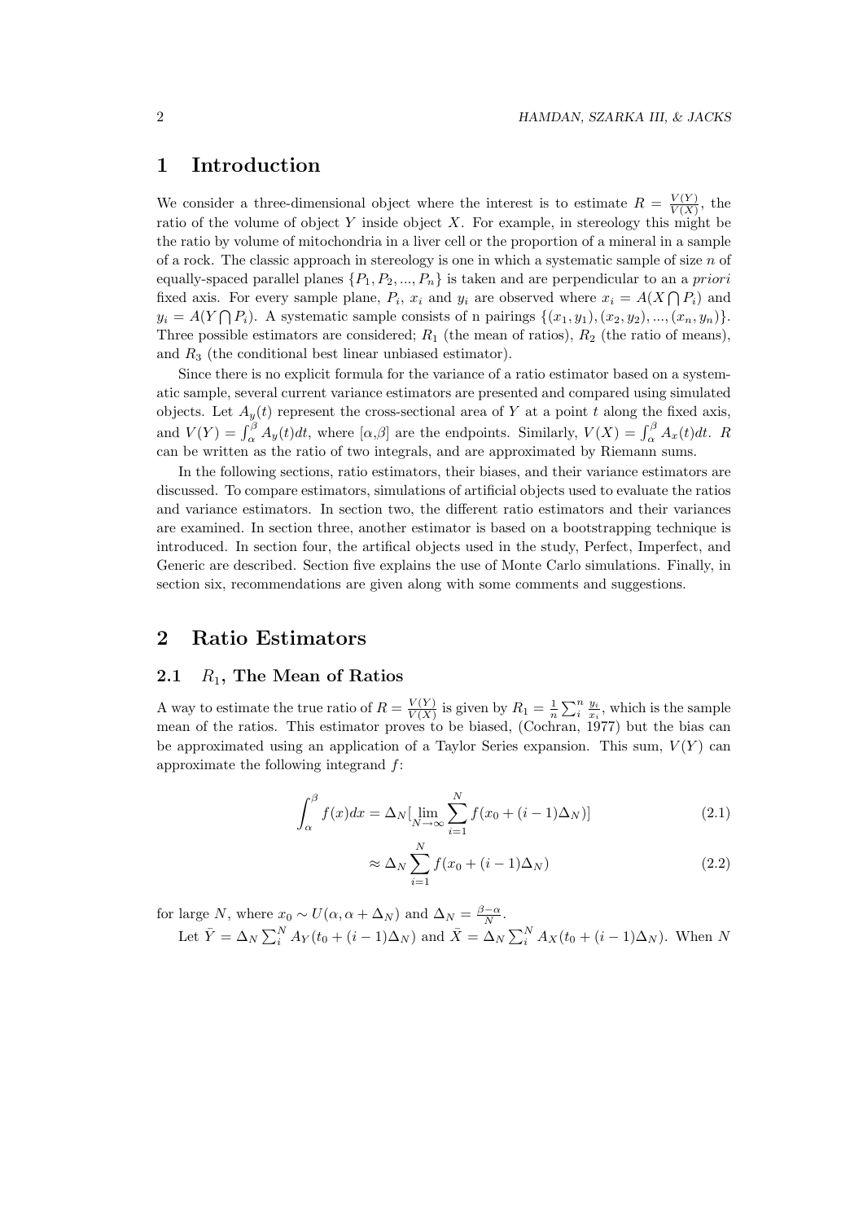# 1 Introduction

We consider a three-dimensional object where the interest is to estimate $R = \frac{V(Y)}{V(X)}$, the ratio of the volume of object $Y$ inside object $X$. For example, in stereology this might be the ratio by volume of mitochondria in a liver cell or the proportion of a mineral in a sample of a rock. The classic approach in stereology is one in which a systematic sample of size $n$ of equally-spaced parallel planes $\{P_1, P_2, ..., P_n\}$ is taken and are perpendicular to an a *priori* fixed axis. For every sample plane, $P_i$, $x_i$ and $y_i$ are observed where $x_i = A(X \bigcap P_i)$ and $y_i = A(Y \bigcap P_i)$. A systematic sample consists of n pairings $\{(x_1, y_1), (x_2, y_2), ..., (x_n, y_n)\}$. Three possible estimators are considered; $R_1$ (the mean of ratios), $R_2$ (the ratio of means), and $R_3$ (the conditional best linear unbiased estimator).

Since there is no explicit formula for the variance of a ratio estimator based on a systematic sample, several current variance estimators are presented and compared using simulated objects. Let $A_y(t)$ represent the cross-sectional area of $Y$ at a point $t$ along the fixed axis, and $V(Y) = \int_\alpha^\beta A_y(t)dt$, where $[\alpha,\beta]$ are the endpoints. Similarly, $V(X) = \int_\alpha^\beta A_x(t)dt$. $R$ can be written as the ratio of two integrals, and are approximated by Riemann sums.

In the following sections, ratio estimators, their biases, and their variance estimators are discussed. To compare estimators, simulations of artificial objects used to evaluate the ratios and variance estimators. In section two, the different ratio estimators and their variances are examined. In section three, another estimator is based on a bootstrapping technique is introduced. In section four, the artifical objects used in the study, Perfect, Imperfect, and Generic are described. Section five explains the use of Monte Carlo simulations. Finally, in section six, recommendations are given along with some comments and suggestions.

# 2 Ratio Estimators

## 2.1 $R_1$, The Mean of Ratios

A way to estimate the true ratio of $R = \frac{V(Y)}{V(X)}$ is given by $R_1 = \frac{1}{n}\sum_i^n \frac{y_i}{x_i}$, which is the sample mean of the ratios. This estimator proves to be biased, (Cochran, 1977) but the bias can be approximated using an application of a Taylor Series expansion. This sum, $V(Y)$ can approximate the following integrand $f$:

$$\int_\alpha^\beta f(x)dx = \Delta_N[\lim_{N\to\infty} \sum_{i=1}^N f(x_0 + (i-1)\Delta_N)] \tag{2.1}$$

$$\approx \Delta_N \sum_{i=1}^N f(x_0 + (i-1)\Delta_N) \tag{2.2}$$

for large $N$, where $x_0 \sim U(\alpha, \alpha + \Delta_N)$ and $\Delta_N = \frac{\beta-\alpha}{N}$.

Let $\bar{Y} = \Delta_N \sum_i^N A_Y(t_0 + (i-1)\Delta_N)$ and $\bar{X} = \Delta_N \sum_i^N A_X(t_0 + (i-1)\Delta_N)$. When $N$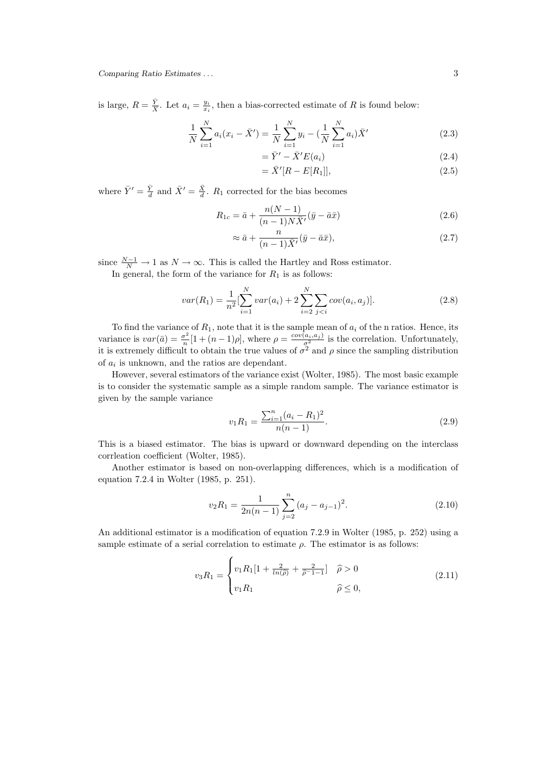is large, $R = \frac{\bar{Y}}{\bar{X}}$. Let $a_i = \frac{y_i}{x_i}$, then a bias-corrected estimate of $R$ is found below:

$$\frac{1}{N}\sum_{i=1}^{N} a_i(x_i - \bar{X}') = \frac{1}{N}\sum_{i=1}^{N} y_i - (\frac{1}{N}\sum_{i=1}^{N} a_i)\bar{X}' \tag{2.3}$$

$$= \bar{Y}' - \bar{X}'E(a_i) \tag{2.4}$$

$$= \bar{X}'[R - E[R_1]], \tag{2.5}$$

where $\bar{Y}' = \frac{\bar{Y}}{d}$ and $\bar{X}' = \frac{\bar{X}}{d}$. $R_1$ corrected for the bias becomes

$$R_{1c} = \bar{a} + \frac{n(N-1)}{(n-1)N\bar{X}'}(\bar{y} - \bar{a}\bar{x}) \tag{2.6}$$

$$\approx \bar{a} + \frac{n}{(n-1)\bar{X}'}(\bar{y} - \bar{a}\bar{x}), \tag{2.7}$$

since $\frac{N-1}{N} \to 1$ as $N \to \infty$. This is called the Hartley and Ross estimator.

In general, the form of the variance for $R_1$ is as follows:

$$var(R_1) = \frac{1}{n^2}[\sum_{i=1}^{N} var(a_i) + 2\sum_{i=2}^{N}\sum_{j<i} cov(a_i, a_j)]. \tag{2.8}$$

To find the variance of $R_1$, note that it is the sample mean of $a_i$ of the n ratios. Hence, its variance is $var(\bar{a}) = \frac{\sigma^2}{n}[1 + (n-1)\rho]$, where $\rho = \frac{cov(a_i,a_j)}{\sigma^2}$ is the correlation. Unfortunately, it is extremely difficult to obtain the true values of $\sigma^2$ and $\rho$ since the sampling distribution of $a_i$ is unknown, and the ratios are dependant.

However, several estimators of the variance exist (Wolter, 1985). The most basic example is to consider the systematic sample as a simple random sample. The variance estimator is given by the sample variance

$$v_1 R_1 = \frac{\sum_{i=1}^{n}(a_i - R_1)^2}{n(n-1)}. \tag{2.9}$$

This is a biased estimator. The bias is upward or downward depending on the interclass corrleation coefficient (Wolter, 1985).

Another estimator is based on non-overlapping differences, which is a modification of equation 7.2.4 in Wolter (1985, p. 251).

$$v_2 R_1 = \frac{1}{2n(n-1)}\sum_{j=2}^{n}(a_j - a_{j-1})^2. \tag{2.10}$$

An additional estimator is a modification of equation 7.2.9 in Wolter (1985, p. 252) using a sample estimate of a serial correlation to estimate $\rho$. The estimator is as follows:

$$v_3 R_1 = \begin{cases} v_1 R_1[1 + \frac{2}{ln(\hat{\rho})} + \frac{2}{\hat{\rho}^{-1}-1}] & \hat{\rho} > 0 \\ v_1 R_1 & \hat{\rho} \leq 0, \end{cases} \tag{2.11}$$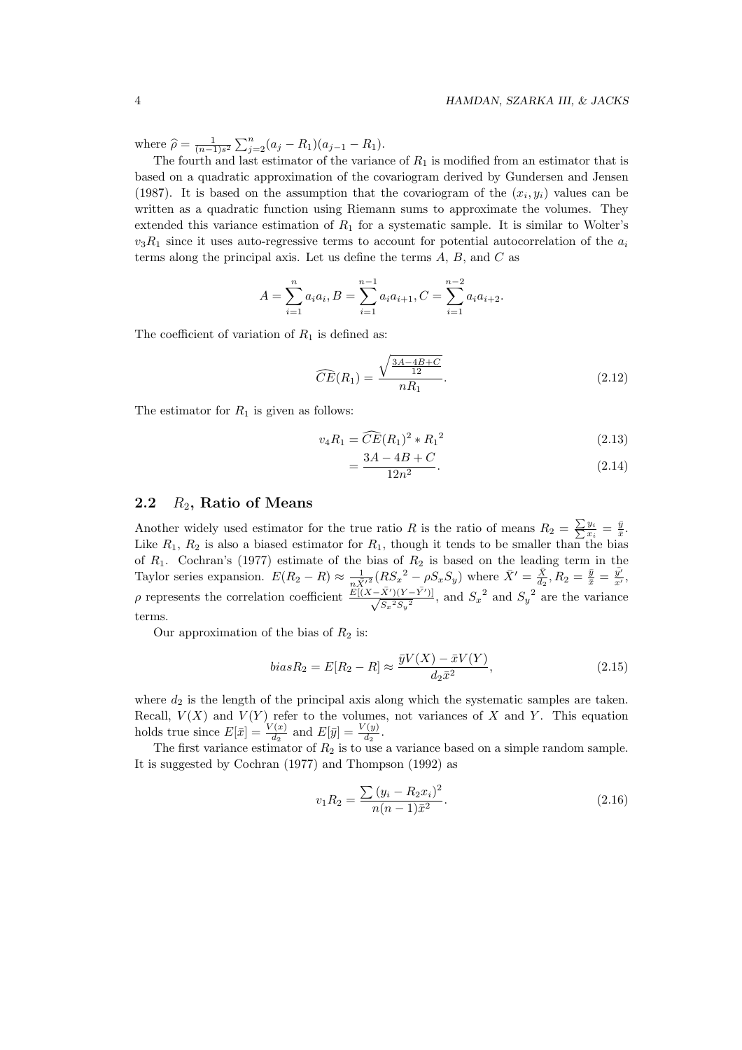where $\widehat{\rho} = \frac{1}{(n-1)s^2}\sum_{j=2}^{n}(a_j - R_1)(a_{j-1} - R_1)$.

The fourth and last estimator of the variance of $R_1$ is modified from an estimator that is based on a quadratic approximation of the covariogram derived by Gundersen and Jensen (1987). It is based on the assumption that the covariogram of the $(x_i, y_i)$ values can be written as a quadratic function using Riemann sums to approximate the volumes. They extended this variance estimation of $R_1$ for a systematic sample. It is similar to Wolter's $v_3R_1$ since it uses auto-regressive terms to account for potential autocorrelation of the $a_i$ terms along the principal axis. Let us define the terms $A$, $B$, and $C$ as

$$A = \sum_{i=1}^{n} a_i a_i, B = \sum_{i=1}^{n-1} a_i a_{i+1}, C = \sum_{i=1}^{n-2} a_i a_{i+2}.$$

The coefficient of variation of $R_1$ is defined as:

$$\widehat{CE}(R_1) = \frac{\sqrt{\frac{3A-4B+C}{12}}}{nR_1}. \tag{2.12}$$

The estimator for $R_1$ is given as follows:

$$v_4R_1 = \widehat{CE}(R_1)^2 * {R_1}^2 \tag{2.13}$$

$$= \frac{3A - 4B + C}{12n^2}. \tag{2.14}$$

## 2.2 $R_2$, Ratio of Means

Another widely used estimator for the true ratio $R$ is the ratio of means $R_2 = \frac{\sum y_i}{\sum x_i} = \frac{\bar{y}}{\bar{x}}$. Like $R_1$, $R_2$ is also a biased estimator for $R_1$, though it tends to be smaller than the bias of $R_1$. Cochran's (1977) estimate of the bias of $R_2$ is based on the leading term in the Taylor series expansion. $E(R_2 - R) \approx \frac{1}{n\bar{X'}^2}(R{S_x}^2 - \rho S_x S_y)$ where $\bar{X}' = \frac{\bar{X}}{d_2}, R_2 = \frac{\bar{y}}{\bar{x}} = \frac{\bar{y}'}{\bar{x}'}$, $\rho$ represents the correlation coefficient $\frac{E[(X-\bar{X}')(Y-\bar{Y}')]}{\sqrt{{S_x}^2{S_y}^2}}$, and ${S_x}^2$ and ${S_y}^2$ are the variance terms.

Our approximation of the bias of $R_2$ is:

$$biasR_2 = E[R_2 - R] \approx \frac{\bar{y}V(X) - \bar{x}V(Y)}{d_2\bar{x}^2}, \tag{2.15}$$

where $d_2$ is the length of the principal axis along which the systematic samples are taken. Recall, $V(X)$ and $V(Y)$ refer to the volumes, not variances of $X$ and $Y$. This equation holds true since $E[\bar{x}] = \frac{V(x)}{d_2}$ and $E[\bar{y}] = \frac{V(y)}{d_2}$.

The first variance estimator of $R_2$ is to use a variance based on a simple random sample. It is suggested by Cochran (1977) and Thompson (1992) as

$$v_1R_2 = \frac{\sum(y_i - R_2x_i)^2}{n(n-1)\bar{x}^2}. \tag{2.16}$$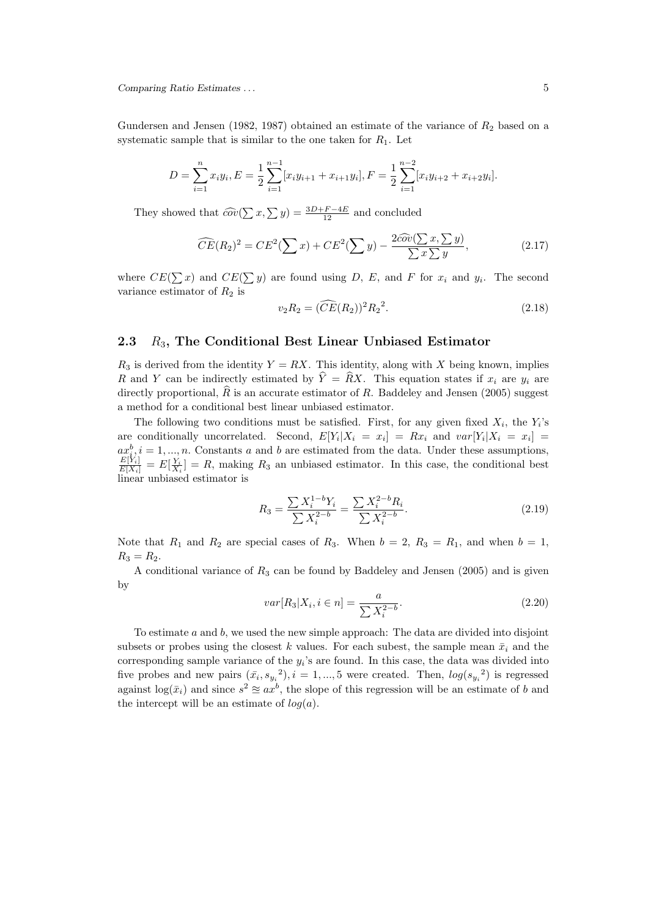Gundersen and Jensen (1982, 1987) obtained an estimate of the variance of $R_2$ based on a systematic sample that is similar to the one taken for $R_1$. Let

$$D = \sum_{i=1}^{n} x_i y_i, E = \frac{1}{2}\sum_{i=1}^{n-1}[x_i y_{i+1} + x_{i+1} y_i], F = \frac{1}{2}\sum_{i=1}^{n-2}[x_i y_{i+2} + x_{i+2} y_i].$$

They showed that $\widehat{cov}(\sum x, \sum y) = \frac{3D+F-4E}{12}$ and concluded

$$\widehat{CE}(R_2)^2 = CE^2(\sum x) + CE^2(\sum y) - \frac{2\widehat{cov}(\sum x, \sum y)}{\sum x \sum y}, \tag{2.17}$$

where $CE(\sum x)$ and $CE(\sum y)$ are found using $D$, $E$, and $F$ for $x_i$ and $y_i$. The second variance estimator of $R_2$ is

$$v_2 R_2 = (\widehat{CE}(R_2))^2 {R_2}^2. \tag{2.18}$$

### 2.3 $R_3$, The Conditional Best Linear Unbiased Estimator

$R_3$ is derived from the identity $Y = RX$. This identity, along with $X$ being known, implies $R$ and $Y$ can be indirectly estimated by $\widehat{Y} = \widehat{R}X$. This equation states if $x_i$ are $y_i$ are directly proportional, $\widehat{R}$ is an accurate estimator of $R$. Baddeley and Jensen (2005) suggest a method for a conditional best linear unbiased estimator.

The following two conditions must be satisfied. First, for any given fixed $X_i$, the $Y_i$'s are conditionally uncorrelated. Second, $E[Y_i|X_i = x_i] = Rx_i$ and $var[Y_i|X_i = x_i] = ax_i^b, i = 1, ..., n$. Constants $a$ and $b$ are estimated from the data. Under these assumptions, $\frac{E[Y_i]}{E[X_i]} = E[\frac{Y_i}{X_i}] = R$, making $R_3$ an unbiased estimator. In this case, the conditional best linear unbiased estimator is

$$R_3 = \frac{\sum X_i^{1-b} Y_i}{\sum X_i^{2-b}} = \frac{\sum X_i^{2-b} R_i}{\sum X_i^{2-b}}. \tag{2.19}$$

Note that $R_1$ and $R_2$ are special cases of $R_3$. When $b = 2$, $R_3 = R_1$, and when $b = 1$, $R_3 = R_2$.

A conditional variance of $R_3$ can be found by Baddeley and Jensen (2005) and is given by

$$var[R_3|X_i, i \in n] = \frac{a}{\sum X_i^{2-b}}. \tag{2.20}$$

To estimate $a$ and $b$, we used the new simple approach: The data are divided into disjoint subsets or probes using the closest $k$ values. For each subest, the sample mean $\bar{x}_i$ and the corresponding sample variance of the $y_i$'s are found. In this case, the data was divided into five probes and new pairs $(\bar{x}_i, {s_{y_i}}^2), i = 1, ..., 5$ were created. Then, $log({s_{y_i}}^2)$ is regressed against $\log(\bar{x}_i)$ and since $s^2 \approxeq ax^b$, the slope of this regression will be an estimate of $b$ and the intercept will be an estimate of $log(a)$.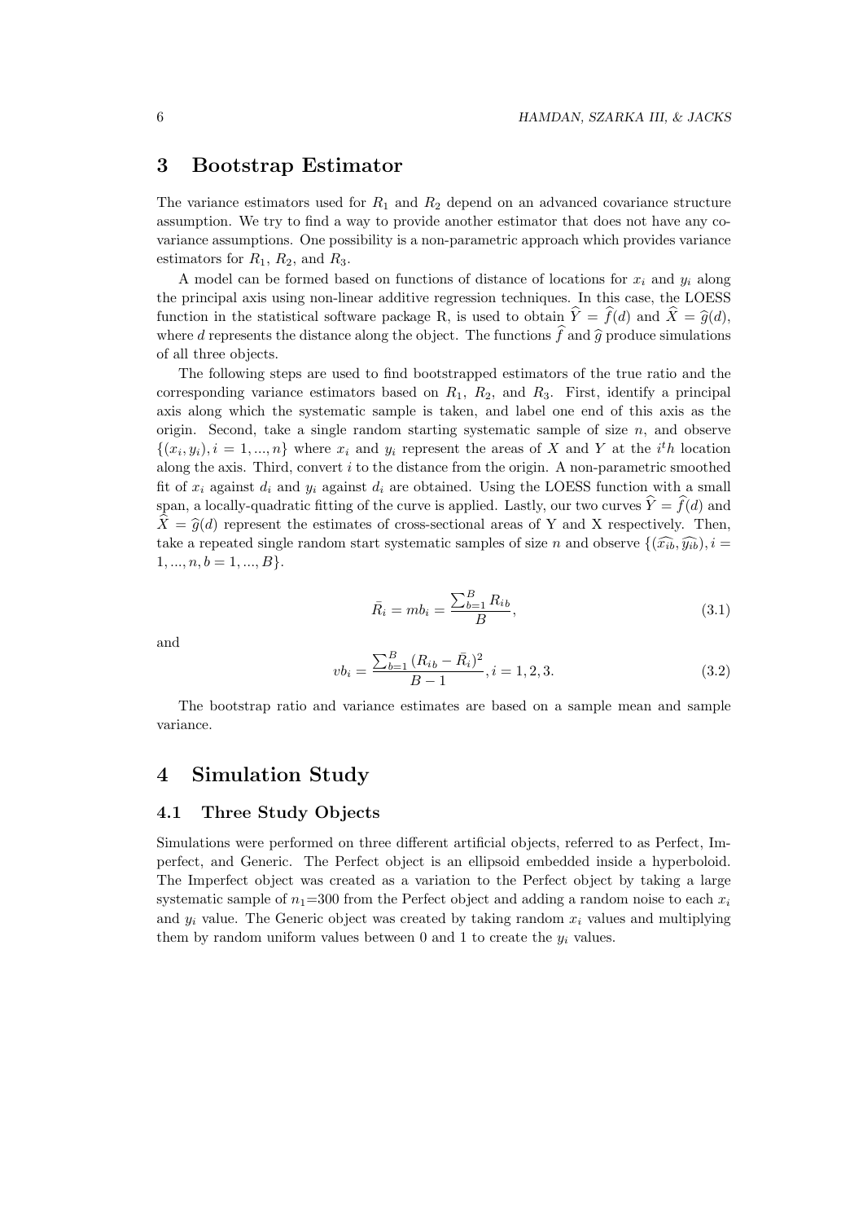# 3 Bootstrap Estimator

The variance estimators used for $R_1$ and $R_2$ depend on an advanced covariance structure assumption. We try to find a way to provide another estimator that does not have any covariance assumptions. One possibility is a non-parametric approach which provides variance estimators for $R_1$, $R_2$, and $R_3$.

A model can be formed based on functions of distance of locations for $x_i$ and $y_i$ along the principal axis using non-linear additive regression techniques. In this case, the LOESS function in the statistical software package R, is used to obtain $\widehat{Y} = \widehat{f}(d)$ and $\widehat{X} = \widehat{g}(d)$, where $d$ represents the distance along the object. The functions $\widehat{f}$ and $\widehat{g}$ produce simulations of all three objects.

The following steps are used to find bootstrapped estimators of the true ratio and the corresponding variance estimators based on $R_1$, $R_2$, and $R_3$. First, identify a principal axis along which the systematic sample is taken, and label one end of this axis as the origin. Second, take a single random starting systematic sample of size $n$, and observe $\{(x_i, y_i), i = 1, ..., n\}$ where $x_i$ and $y_i$ represent the areas of $X$ and $Y$ at the $i^th$ location along the axis. Third, convert $i$ to the distance from the origin. A non-parametric smoothed fit of $x_i$ against $d_i$ and $y_i$ against $d_i$ are obtained. Using the LOESS function with a small span, a locally-quadratic fitting of the curve is applied. Lastly, our two curves $\widehat{Y} = \widehat{f}(d)$ and $\widehat{X} = \widehat{g}(d)$ represent the estimates of cross-sectional areas of Y and X respectively. Then, take a repeated single random start systematic samples of size $n$ and observe $\{(\widehat{x_{ib}}, \widehat{y_{ib}}), i = 1, ..., n, b = 1, ..., B\}$.

$$\bar{R}_i = mb_i = \frac{\sum_{b=1}^{B} R_{ib}}{B}, \tag{3.1}$$

and

$$vb_i = \frac{\sum_{b=1}^{B} (R_{ib} - \bar{R}_i)^2}{B - 1}, i = 1, 2, 3. \tag{3.2}$$

The bootstrap ratio and variance estimates are based on a sample mean and sample variance.

# 4 Simulation Study

## 4.1 Three Study Objects

Simulations were performed on three different artificial objects, referred to as Perfect, Imperfect, and Generic. The Perfect object is an ellipsoid embedded inside a hyperboloid. The Imperfect object was created as a variation to the Perfect object by taking a large systematic sample of $n_1$=300 from the Perfect object and adding a random noise to each $x_i$ and $y_i$ value. The Generic object was created by taking random $x_i$ values and multiplying them by random uniform values between 0 and 1 to create the $y_i$ values.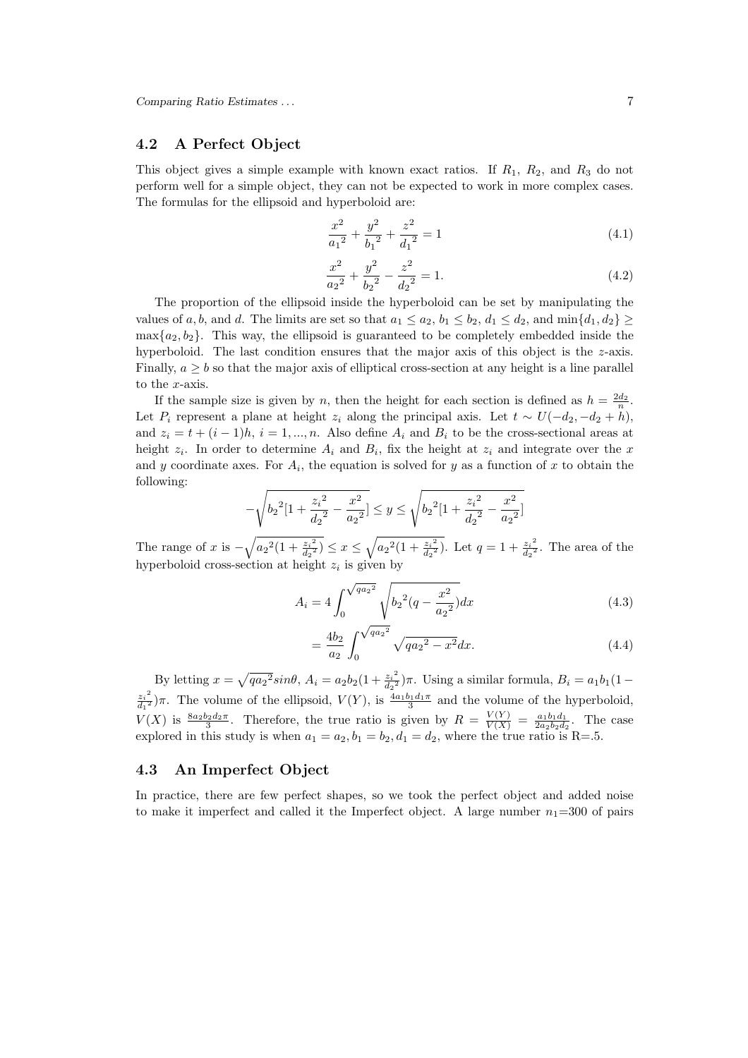### 4.2 A Perfect Object

This object gives a simple example with known exact ratios. If $R_1$, $R_2$, and $R_3$ do not perform well for a simple object, they can not be expected to work in more complex cases. The formulas for the ellipsoid and hyperboloid are:

$$\frac{x^2}{{a_1}^2} + \frac{y^2}{{b_1}^2} + \frac{z^2}{{d_1}^2} = 1 \tag{4.1}$$

$$\frac{x^2}{{a_2}^2} + \frac{y^2}{{b_2}^2} - \frac{z^2}{{d_2}^2} = 1. \tag{4.2}$$

The proportion of the ellipsoid inside the hyperboloid can be set by manipulating the values of $a, b$, and $d$. The limits are set so that $a_1 \leq a_2$, $b_1 \leq b_2$, $d_1 \leq d_2$, and $\min\{d_1, d_2\} \geq \max\{a_2, b_2\}$. This way, the ellipsoid is guaranteed to be completely embedded inside the hyperboloid. The last condition ensures that the major axis of this object is the $z$-axis. Finally, $a \geq b$ so that the major axis of elliptical cross-section at any height is a line parallel to the $x$-axis.

If the sample size is given by $n$, then the height for each section is defined as $h = \frac{2d_2}{n}$. Let $P_i$ represent a plane at height $z_i$ along the principal axis. Let $t \sim U(-d_2, -d_2 + h)$, and $z_i = t + (i-1)h$, $i = 1, ..., n$. Also define $A_i$ and $B_i$ to be the cross-sectional areas at height $z_i$. In order to determine $A_i$ and $B_i$, fix the height at $z_i$ and integrate over the $x$ and $y$ coordinate axes. For $A_i$, the equation is solved for $y$ as a function of $x$ to obtain the following:

$$-\sqrt{{b_2}^2[1 + \frac{{z_i}^2}{{d_2}^2} - \frac{x^2}{{a_2}^2}]} \leq y \leq \sqrt{{b_2}^2[1 + \frac{{z_i}^2}{{d_2}^2} - \frac{x^2}{{a_2}^2}]}$$

The range of $x$ is $-\sqrt{{a_2}^2(1 + \frac{{z_i}^2}{{d_2}^2})} \leq x \leq \sqrt{{a_2}^2(1 + \frac{{z_i}^2}{{d_2}^2})}$. Let $q = 1 + \frac{{z_i}^2}{{d_2}^2}$. The area of the hyperboloid cross-section at height $z_i$ is given by

$$A_i = 4\int_0^{\sqrt{q{a_2}^2}} \sqrt{{b_2}^2(q - \frac{x^2}{{a_2}^2})}dx \tag{4.3}$$

$$= \frac{4b_2}{a_2}\int_0^{\sqrt{q{a_2}^2}} \sqrt{q{a_2}^2 - x^2}dx. \tag{4.4}$$

By letting $x = \sqrt{q{a_2}^2}sin\theta$, $A_i = a_2 b_2(1 + \frac{{z_i}^2}{{d_2}^2})\pi$. Using a similar formula, $B_i = a_1 b_1(1 - \frac{{z_i}^2}{{d_1}^2})\pi$. The volume of the ellipsoid, $V(Y)$, is $\frac{4a_1 b_1 d_1 \pi}{3}$ and the volume of the hyperboloid, $V(X)$ is $\frac{8a_2 b_2 d_2 \pi}{3}$. Therefore, the true ratio is given by $R = \frac{V(Y)}{V(X)} = \frac{a_1 b_1 d_1}{2a_2 b_2 d_2}$. The case explored in this study is when $a_1 = a_2, b_1 = b_2, d_1 = d_2$, where the true ratio is R=.5.

### 4.3 An Imperfect Object

In practice, there are few perfect shapes, so we took the perfect object and added noise to make it imperfect and called it the Imperfect object. A large number $n_1$=300 of pairs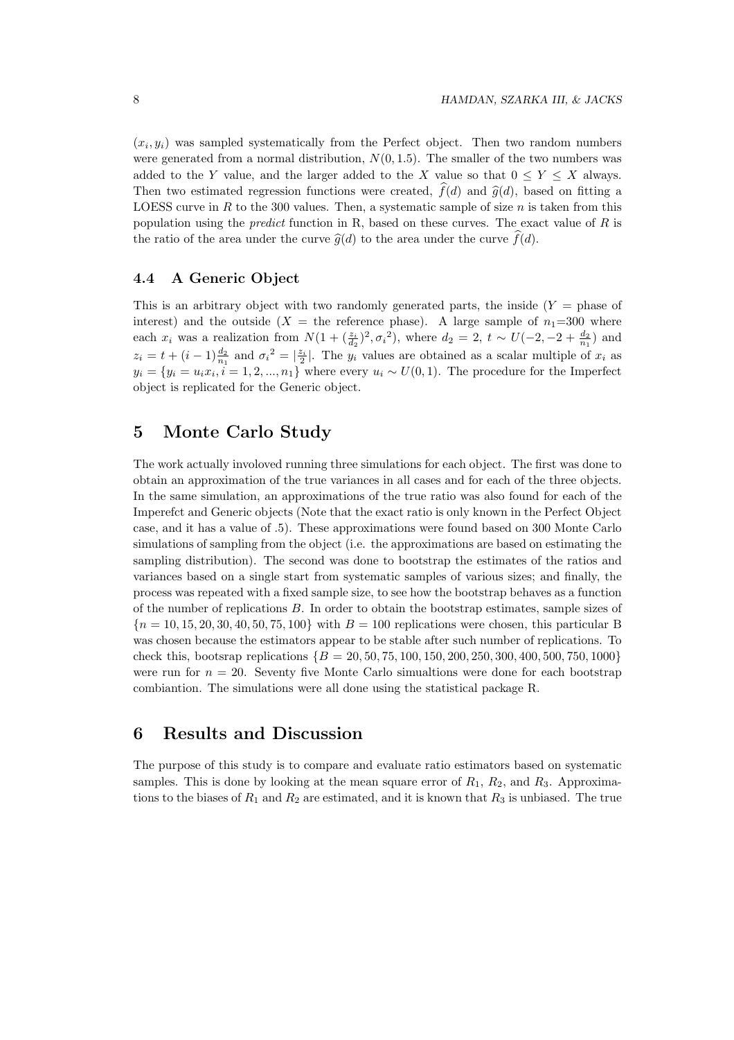$(x_i, y_i)$ was sampled systematically from the Perfect object. Then two random numbers were generated from a normal distribution, $N(0, 1.5)$. The smaller of the two numbers was added to the $Y$ value, and the larger added to the $X$ value so that $0 \le Y \le X$ always. Then two estimated regression functions were created, $\widehat{f}(d)$ and $\widehat{g}(d)$, based on fitting a LOESS curve in $R$ to the 300 values. Then, a systematic sample of size $n$ is taken from this population using the *predict* function in R, based on these curves. The exact value of $R$ is the ratio of the area under the curve $\widehat{g}(d)$ to the area under the curve $\widehat{f}(d)$.

### 4.4 A Generic Object

This is an arbitrary object with two randomly generated parts, the inside ($Y$ = phase of interest) and the outside ($X$ = the reference phase). A large sample of $n_1$=300 where each $x_i$ was a realization from $N(1 + (\frac{z_i}{d_2})^2, {\sigma_i}^2)$, where $d_2 = 2$, $t \sim U(-2, -2 + \frac{d_2}{n_1})$ and $z_i = t + (i-1)\frac{d_2}{n_1}$ and ${\sigma_i}^2 = |\frac{z_i}{2}|$. The $y_i$ values are obtained as a scalar multiple of $x_i$ as $y_i = \{y_i = u_i x_i, i = 1, 2, ..., n_1\}$ where every $u_i \sim U(0, 1)$. The procedure for the Imperfect object is replicated for the Generic object.

## 5 Monte Carlo Study

The work actually invoIved running three simulations for each object. The first was done to obtain an approximation of the true variances in all cases and for each of the three objects. In the same simulation, an approximations of the true ratio was also found for each of the Imperefct and Generic objects (Note that the exact ratio is only known in the Perfect Object case, and it has a value of .5). These approximations were found based on 300 Monte Carlo simulations of sampling from the object (i.e. the approximations are based on estimating the sampling distribution). The second was done to bootstrap the estimates of the ratios and variances based on a single start from systematic samples of various sizes; and finally, the process was repeated with a fixed sample size, to see how the bootstrap behaves as a function of the number of replications $B$. In order to obtain the bootstrap estimates, sample sizes of $\{n = 10, 15, 20, 30, 40, 50, 75, 100\}$ with $B = 100$ replications were chosen, this particular B was chosen because the estimators appear to be stable after such number of replications. To check this, bootsrap replications $\{B = 20, 50, 75, 100, 150, 200, 250, 300, 400, 500, 750, 1000\}$ were run for $n = 20$. Seventy five Monte Carlo simualtions were done for each bootstrap combiantion. The simulations were all done using the statistical package R.

## 6 Results and Discussion

The purpose of this study is to compare and evaluate ratio estimators based on systematic samples. This is done by looking at the mean square error of $R_1$, $R_2$, and $R_3$. Approximations to the biases of $R_1$ and $R_2$ are estimated, and it is known that $R_3$ is unbiased. The true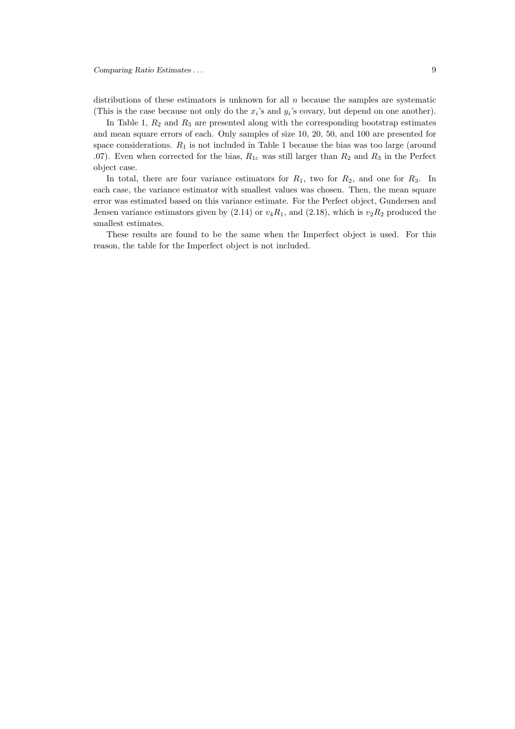distributions of these estimators is unknown for all $n$ because the samples are systematic (This is the case because not only do the $x_i$'s and $y_i$'s covary, but depend on one another).

In Table 1, $R_2$ and $R_3$ are presented along with the corresponding bootstrap estimates and mean square errors of each. Only samples of size 10, 20, 50, and 100 are presented for space considerations. $R_1$ is not included in Table 1 because the bias was too large (around .07). Even when corrected for the bias, $R_{1c}$ was still larger than $R_2$ and $R_3$ in the Perfect object case.

In total, there are four variance estimators for $R_1$, two for $R_2$, and one for $R_3$. In each case, the variance estimator with smallest values was chosen. Then, the mean square error was estimated based on this variance estimate. For the Perfect object, Gundersen and Jensen variance estimators given by (2.14) or $v_4 R_1$, and (2.18), which is $v_2 R_2$ produced the smallest estimates.

These results are found to be the same when the Imperfect object is used. For this reason, the table for the Imperfect object is not included.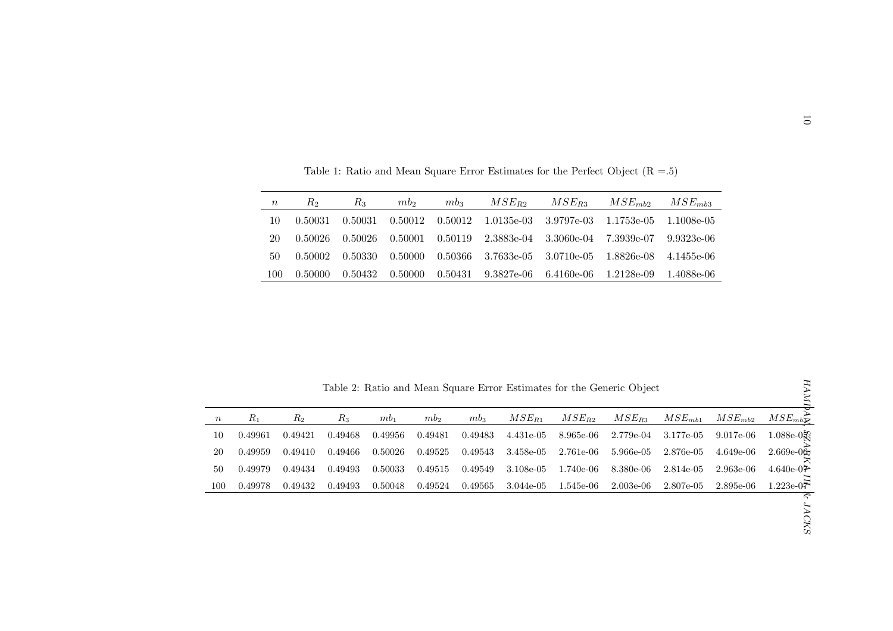Table 1: Ratio and Mean Square Error Estimates for the Perfect Object (R =.5)

| $n$ | $R_2$ | $R_3$ | $mb_2$ | $mb_3$ | $MSE_{R2}$ | $MSE_{R3}$ | $MSE_{mb2}$ | $MSE_{mb3}$ |
|---|---|---|---|---|---|---|---|---|
| 10 | 0.50031 | 0.50031 | 0.50012 | 0.50012 | 1.0135e-03 | 3.9797e-03 | 1.1753e-05 | 1.1008e-05 |
| 20 | 0.50026 | 0.50026 | 0.50001 | 0.50119 | 2.3883e-04 | 3.3060e-04 | 7.3939e-07 | 9.9323e-06 |
| 50 | 0.50002 | 0.50330 | 0.50000 | 0.50366 | 3.7633e-05 | 3.0710e-05 | 1.8826e-08 | 4.1455e-06 |
| 100 | 0.50000 | 0.50432 | 0.50000 | 0.50431 | 9.3827e-06 | 6.4160e-06 | 1.2128e-09 | 1.4088e-06 |

Table 2: Ratio and Mean Square Error Estimates for the Generic Object

| $n$ | $R_1$ | $R_2$ | $R_3$ | $mb_1$ | $mb_2$ | $mb_3$ | $MSE_{R1}$ | $MSE_{R2}$ | $MSE_{R3}$ | $MSE_{mb1}$ | $MSE_{mb2}$ | $MSE_{mb3}$ |
|---|---|---|---|---|---|---|---|---|---|---|---|---|
| 10 | 0.49961 | 0.49421 | 0.49468 | 0.49956 | 0.49481 | 0.49483 | 4.431e-05 | 8.965e-06 | 2.779e-04 | 3.177e-05 | 9.017e-06 | 1.088e-05 |
| 20 | 0.49959 | 0.49410 | 0.49466 | 0.50026 | 0.49525 | 0.49543 | 3.458e-05 | 2.761e-06 | 5.966e-05 | 2.876e-05 | 4.649e-06 | 2.669e-06 |
| 50 | 0.49979 | 0.49434 | 0.49493 | 0.50033 | 0.49515 | 0.49549 | 3.108e-05 | 1.740e-06 | 8.380e-06 | 2.814e-05 | 2.963e-06 | 4.640e-07 |
| 100 | 0.49978 | 0.49432 | 0.49493 | 0.50048 | 0.49524 | 0.49565 | 3.044e-05 | 1.545e-06 | 2.003e-06 | 2.807e-05 | 2.895e-06 | 1.223e-07 |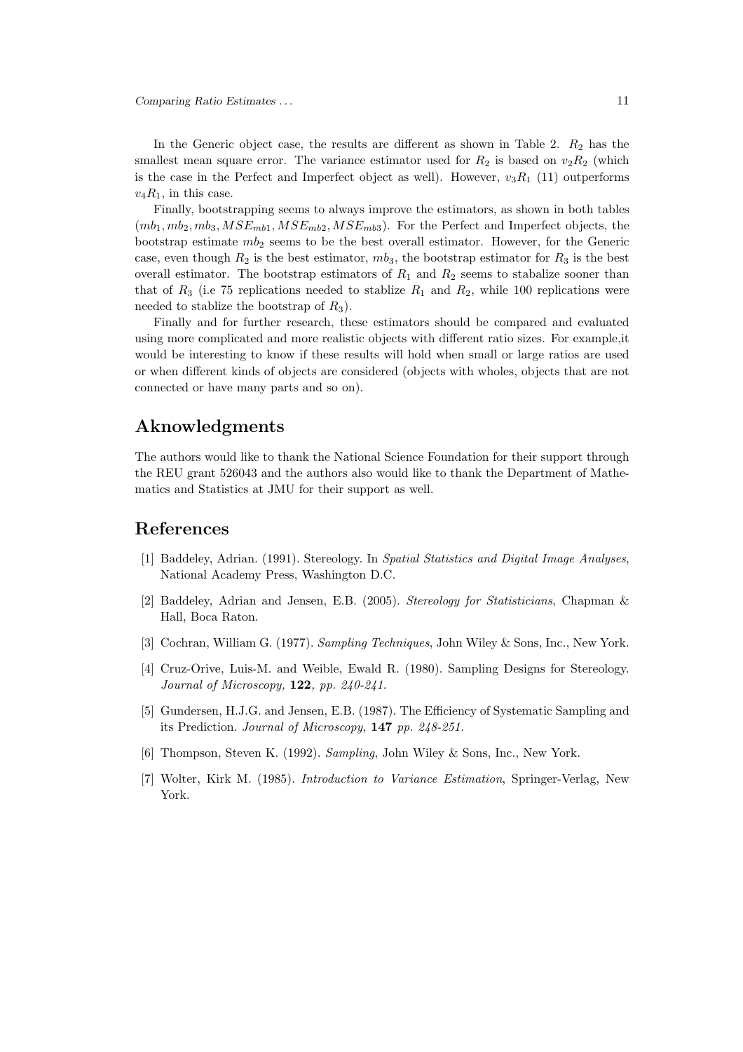In the Generic object case, the results are different as shown in Table 2. $R_2$ has the smallest mean square error. The variance estimator used for $R_2$ is based on $v_2 R_2$ (which is the case in the Perfect and Imperfect object as well). However, $v_3 R_1$ (11) outperforms $v_4 R_1$, in this case.

Finally, bootstrapping seems to always improve the estimators, as shown in both tables $(mb_1, mb_2, mb_3, MSE_{mb1}, MSE_{mb2}, MSE_{mb3})$. For the Perfect and Imperfect objects, the bootstrap estimate $mb_2$ seems to be the best overall estimator. However, for the Generic case, even though $R_2$ is the best estimator, $mb_3$, the bootstrap estimator for $R_3$ is the best overall estimator. The bootstrap estimators of $R_1$ and $R_2$ seems to stabalize sooner than that of $R_3$ (i.e 75 replications needed to stablize $R_1$ and $R_2$, while 100 replications were needed to stablize the bootstrap of $R_3$).

Finally and for further research, these estimators should be compared and evaluated using more complicated and more realistic objects with different ratio sizes. For example,it would be interesting to know if these results will hold when small or large ratios are used or when different kinds of objects are considered (objects with wholes, objects that are not connected or have many parts and so on).

## Aknowledgments

The authors would like to thank the National Science Foundation for their support through the REU grant 526043 and the authors also would like to thank the Department of Mathematics and Statistics at JMU for their support as well.

## References

[1] Baddeley, Adrian. (1991). Stereology. In *Spatial Statistics and Digital Image Analyses*, National Academy Press, Washington D.C.

[2] Baddeley, Adrian and Jensen, E.B. (2005). *Stereology for Statisticians*, Chapman & Hall, Boca Raton.

[3] Cochran, William G. (1977). *Sampling Techniques*, John Wiley & Sons, Inc., New York.

[4] Cruz-Orive, Luis-M. and Weible, Ewald R. (1980). Sampling Designs for Stereology. *Journal of Microscopy,* **122***, pp. 240-241.*

[5] Gundersen, H.J.G. and Jensen, E.B. (1987). The Efficiency of Systematic Sampling and its Prediction. *Journal of Microscopy,* **147** *pp. 248-251.*

[6] Thompson, Steven K. (1992). *Sampling*, John Wiley & Sons, Inc., New York.

[7] Wolter, Kirk M. (1985). *Introduction to Variance Estimation*, Springer-Verlag, New York.